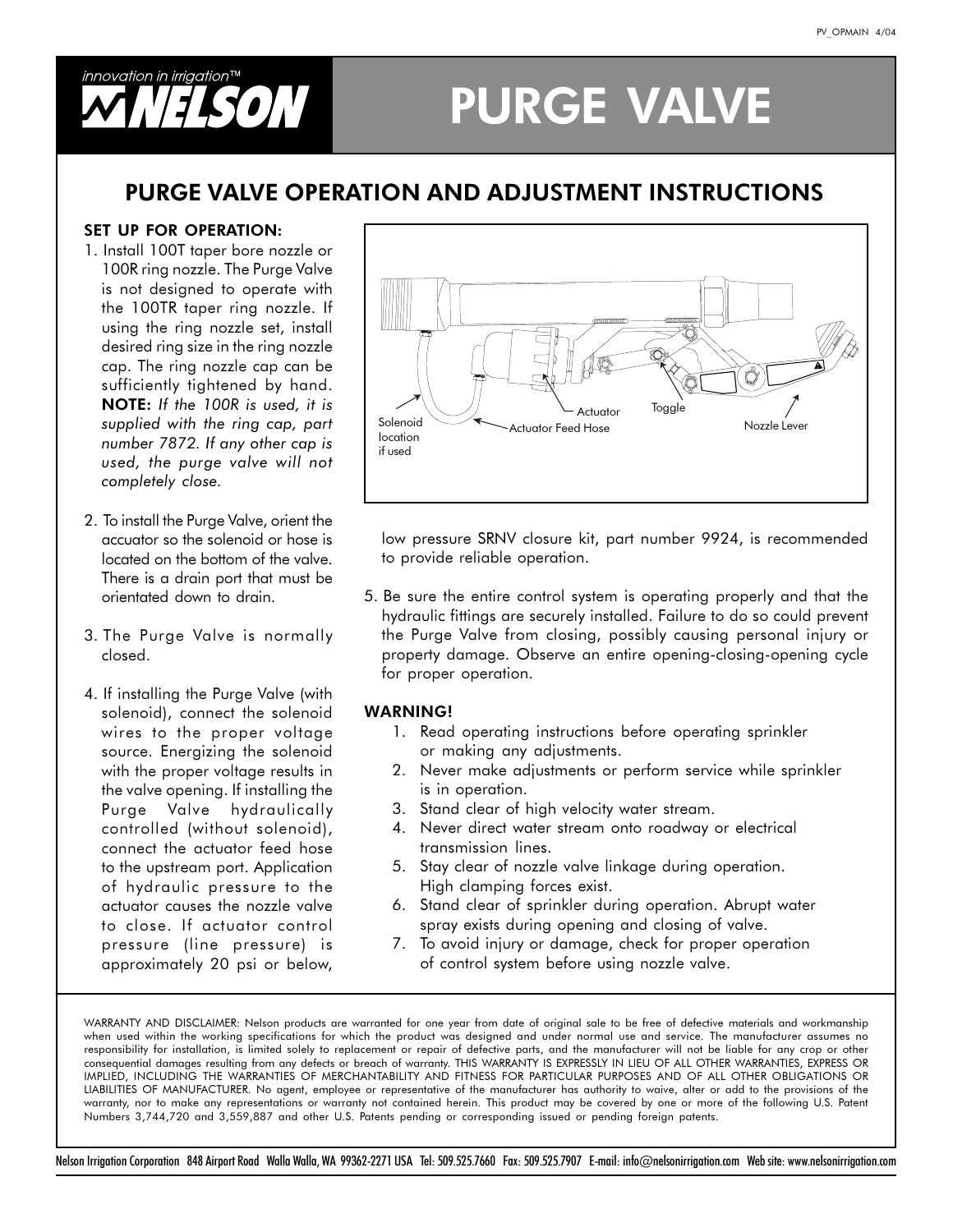innovation in irrigation™

NELSON

# PURGE VALVE

## PURGE VALVE OPERATION AND ADJUSTMENT INSTRUCTIONS

### SET UP FOR OPERATION:

1. Install 100T taper bore nozzle or 100R ring nozzle. The Purge Valve is not designed to operate with the 100TR taper ring nozzle. If using the ring nozzle set, install desired ring size in the ring nozzle cap. The ring nozzle cap can be sufficiently tightened by hand. **NOTE:** *If the 100R is used, it is supplied with the ring cap, part number 7872. If any other cap is used, the purge valve will not completely close.*

2. To install the Purge Valve, orient the accuator so the solenoid or hose is located on the bottom of the valve. There is a drain port that must be orientated down to drain.

3. The Purge Valve is normally closed.

4. If installing the Purge Valve (with solenoid), connect the solenoid wires to the proper voltage source. Energizing the solenoid with the proper voltage results in the valve opening. If installing the Purge Valve hydraulically controlled (without solenoid), connect the actuator feed hose to the upstream port. Application of hydraulic pressure to the actuator causes the nozzle valve to close. If actuator control pressure (line pressure) is approximately 20 psi or below, low pressure SRNV closure kit, part number 9924, is recommended to provide reliable operation.

Solenoid location if used — Actuator — Actuator Feed Hose — Toggle — Nozzle Lever

5. Be sure the entire control system is operating properly and that the hydraulic fittings are securely installed. Failure to do so could prevent the Purge Valve from closing, possibly causing personal injury or property damage. Observe an entire opening-closing-opening cycle for proper operation.

### WARNING!

1. Read operating instructions before operating sprinkler or making any adjustments.
2. Never make adjustments or perform service while sprinkler is in operation.
3. Stand clear of high velocity water stream.
4. Never direct water stream onto roadway or electrical transmission lines.
5. Stay clear of nozzle valve linkage during operation. High clamping forces exist.
6. Stand clear of sprinkler during operation. Abrupt water spray exists during opening and closing of valve.
7. To avoid injury or damage, check for proper operation of control system before using nozzle valve.

WARRANTY AND DISCLAIMER: Nelson products are warranted for one year from date of original sale to be free of defective materials and workmanship when used within the working specifications for which the product was designed and under normal use and service. The manufacturer assumes no responsibility for installation, is limited solely to replacement or repair of defective parts, and the manufacturer will not be liable for any crop or other consequential damages resulting from any defects or breach of warranty. THIS WARRANTY IS EXPRESSLY IN LIEU OF ALL OTHER WARRANTIES, EXPRESS OR IMPLIED, INCLUDING THE WARRANTIES OF MERCHANTABILITY AND FITNESS FOR PARTICULAR PURPOSES AND OF ALL OTHER OBLIGATIONS OR LIABILITIES OF MANUFACTURER. No agent, employee or representative of the manufacturer has authority to waive, alter or add to the provisions of the warranty, nor to make any representations or warranty not contained herein. This product may be covered by one or more of the following U.S. Patent Numbers 3,744,720 and 3,559,887 and other U.S. Patents pending or corresponding issued or pending foreign patents.

Nelson Irrigation Corporation 848 Airport Road Walla Walla, WA 99362-2271 USA Tel: 509.525.7660 Fax: 509.525.7907 E-mail: info@nelsonirrigation.com Web site: www.nelsonirrigation.com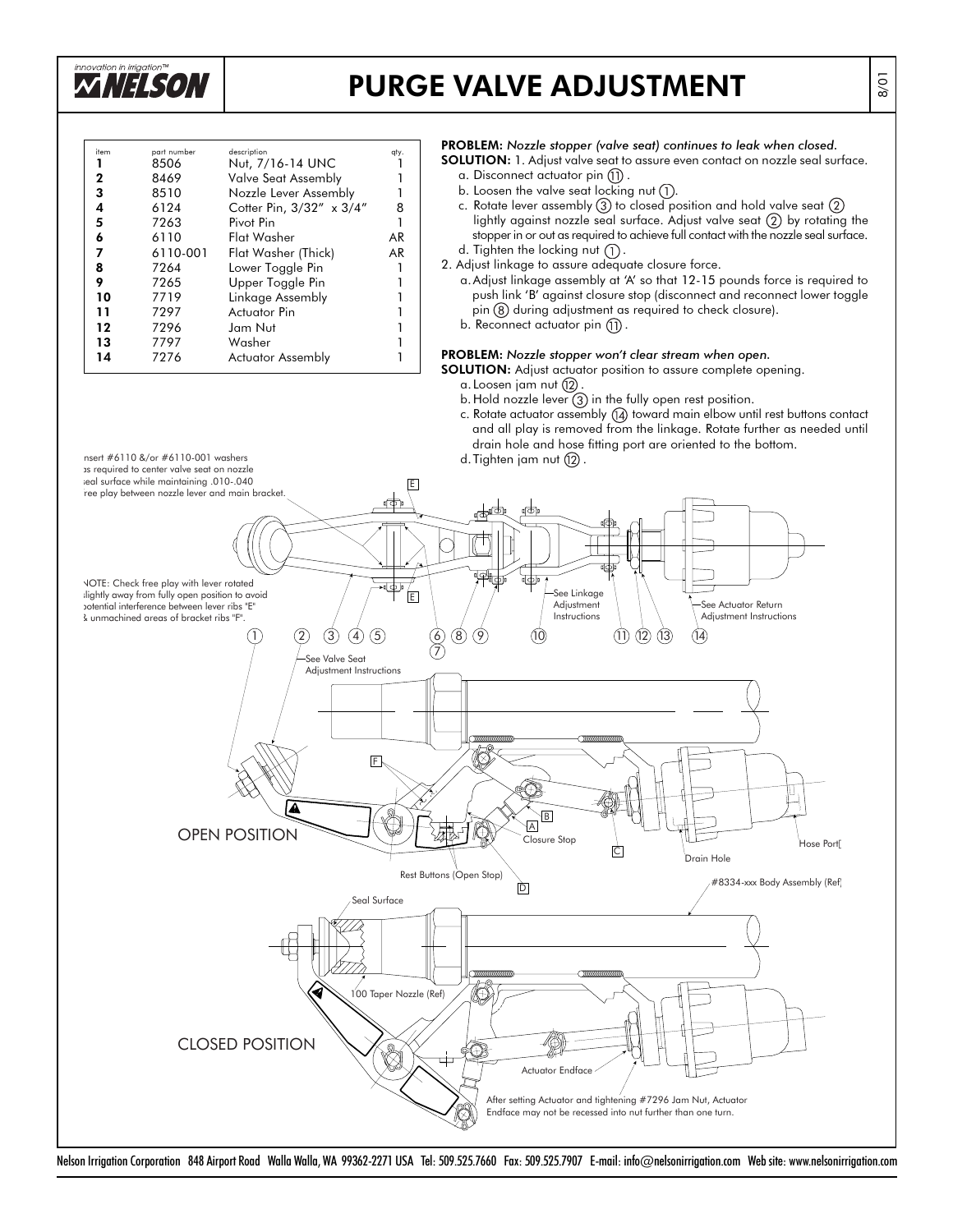# PURGE VALVE ADJUSTMENT

| item | part number | description | qty. |
|---|---|---|---|
| 1 | 8506 | Nut, 7/16-14 UNC | 1 |
| 2 | 8469 | Valve Seat Assembly | 1 |
| 3 | 8510 | Nozzle Lever Assembly | 1 |
| 4 | 6124 | Cotter Pin, 3/32" x 3/4" | 8 |
| 5 | 7263 | Pivot Pin | 1 |
| 6 | 6110 | Flat Washer | AR |
| 7 | 6110-001 | Flat Washer (Thick) | AR |
| 8 | 7264 | Lower Toggle Pin | 1 |
| 9 | 7265 | Upper Toggle Pin | 1 |
| 10 | 7719 | Linkage Assembly | 1 |
| 11 | 7297 | Actuator Pin | 1 |
| 12 | 7296 | Jam Nut | 1 |
| 13 | 7797 | Washer | 1 |
| 14 | 7276 | Actuator Assembly | 1 |

**PROBLEM:** *Nozzle stopper (valve seat) continues to leak when closed.*

**SOLUTION:** 1. Adjust valve seat to assure even contact on nozzle seal surface.

a. Disconnect actuator pin (11).
b. Loosen the valve seat locking nut (1).
c. Rotate lever assembly (3) to closed position and hold valve seat (2) lightly against nozzle seal surface. Adjust valve seat (2) by rotating the stopper in or out as required to achieve full contact with the nozzle seal surface.
d. Tighten the locking nut (1).

2. Adjust linkage to assure adequate closure force.

a. Adjust linkage assembly at 'A' so that 12-15 pounds force is required to push link 'B' against closure stop (disconnect and reconnect lower toggle pin (8) during adjustment as required to check closure).
b. Reconnect actuator pin (11).

**PROBLEM:** *Nozzle stopper won't clear stream when open.*

**SOLUTION:** Adjust actuator position to assure complete opening.

a. Loosen jam nut (12).
b. Hold nozzle lever (3) in the fully open rest position.
c. Rotate actuator assembly (14) toward main elbow until rest buttons contact and all play is removed from the linkage. Rotate further as needed until drain hole and hose fitting port are oriented to the bottom.
d. Tighten jam nut (12).

Insert #6110 &/or #6110-001 washers as required to center valve seat on nozzle seal surface while maintaining .010-.040 free play between nozzle lever and main bracket.

NOTE: Check free play with lever rotated slightly away from fully open position to avoid potential interference between lever ribs "E" & unmachined areas of bracket ribs "F".

E

E

See Linkage Adjustment Instructions

See Actuator Return Adjustment Instructions

1 2 3 4 5 6 7 8 9 10 11 12 13 14

See Valve Seat Adjustment Instructions

F

OPEN POSITION

A

B

Closure Stop

C

Hose Port

Drain Hole

Rest Buttons (Open Stop)

D

#8334-xxx Body Assembly (Ref)

Seal Surface

100 Taper Nozzle (Ref)

CLOSED POSITION

Actuator Endface

After setting Actuator and tightening #7296 Jam Nut, Actuator Endface may not be recessed into nut further than one turn.

Nelson Irrigation Corporation 848 Airport Road Walla Walla, WA 99362-2271 USA Tel: 509.525.7660 Fax: 509.525.7907 E-mail: info@nelsonirrigation.com Web site: www.nelsonirrigation.com